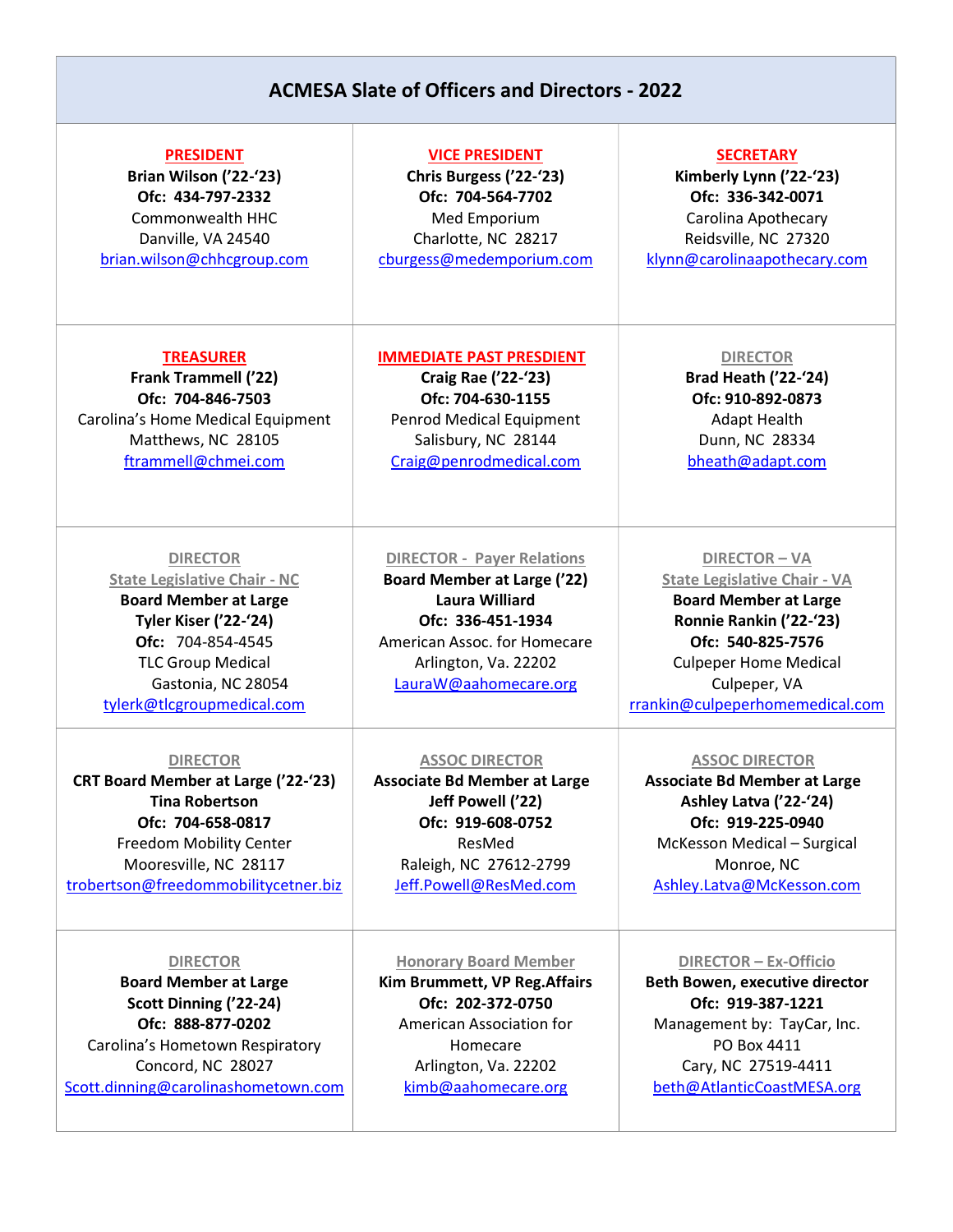# ACMESA Slate of Officers and Directors - 2022

| | | |
|---|---|---|
| **PRESIDENT**<br>**Brian Wilson ('22-'23)**<br>**Ofc: 434-797-2332**<br>Commonwealth HHC<br>Danville, VA 24540<br>brian.wilson@chhcgroup.com | **VICE PRESIDENT**<br>**Chris Burgess ('22-'23)**<br>**Ofc: 704-564-7702**<br>Med Emporium<br>Charlotte, NC 28217<br>cburgess@medemporium.com | **SECRETARY**<br>**Kimberly Lynn ('22-'23)**<br>**Ofc: 336-342-0071**<br>Carolina Apothecary<br>Reidsville, NC 27320<br>klynn@carolinaapothecary.com |
| **TREASURER**<br>**Frank Trammell ('22)**<br>**Ofc: 704-846-7503**<br>Carolina's Home Medical Equipment<br>Matthews, NC 28105<br>ftrammell@chmei.com | **IMMEDIATE PAST PRESDIENT**<br>**Craig Rae ('22-'23)**<br>**Ofc: 704-630-1155**<br>Penrod Medical Equipment<br>Salisbury, NC 28144<br>Craig@penrodmedical.com | **DIRECTOR**<br>**Brad Heath ('22-'24)**<br>**Ofc: 910-892-0873**<br>Adapt Health<br>Dunn, NC 28334<br>bheath@adapt.com |
| **DIRECTOR**<br>**State Legislative Chair - NC**<br>**Board Member at Large**<br>**Tyler Kiser ('22-'24)**<br>**Ofc:** 704-854-4545<br>TLC Group Medical<br>Gastonia, NC 28054<br>tylerk@tlcgroupmedical.com | **DIRECTOR - Payer Relations**<br>**Board Member at Large ('22)**<br>**Laura Williard**<br>**Ofc: 336-451-1934**<br>American Assoc. for Homecare<br>Arlington, Va. 22202<br>LauraW@aahomecare.org | **DIRECTOR – VA**<br>**State Legislative Chair - VA**<br>**Board Member at Large**<br>**Ronnie Rankin ('22-'23)**<br>**Ofc: 540-825-7576**<br>Culpeper Home Medical<br>Culpeper, VA<br>rrankin@culpeperhomemedical.com |
| **DIRECTOR**<br>**CRT Board Member at Large ('22-'23)**<br>**Tina Robertson**<br>**Ofc: 704-658-0817**<br>Freedom Mobility Center<br>Mooresville, NC 28117<br>trobertson@freedommobilitycetner.biz | **ASSOC DIRECTOR**<br>**Associate Bd Member at Large**<br>**Jeff Powell ('22)**<br>**Ofc: 919-608-0752**<br>ResMed<br>Raleigh, NC 27612-2799<br>Jeff.Powell@ResMed.com | **ASSOC DIRECTOR**<br>**Associate Bd Member at Large**<br>**Ashley Latva ('22-'24)**<br>**Ofc: 919-225-0940**<br>McKesson Medical – Surgical<br>Monroe, NC<br>Ashley.Latva@McKesson.com |
| **DIRECTOR**<br>**Board Member at Large**<br>**Scott Dinning ('22-24)**<br>**Ofc: 888-877-0202**<br>Carolina's Hometown Respiratory<br>Concord, NC 28027<br>Scott.dinning@carolinashometown.com | **Honorary Board Member**<br>**Kim Brummett, VP Reg.Affairs**<br>**Ofc: 202-372-0750**<br>American Association for Homecare<br>Arlington, Va. 22202<br>kimb@aahomecare.org | **DIRECTOR – Ex-Officio**<br>**Beth Bowen, executive director**<br>**Ofc: 919-387-1221**<br>Management by: TayCar, Inc.<br>PO Box 4411<br>Cary, NC 27519-4411<br>beth@AtlanticCoastMESA.org |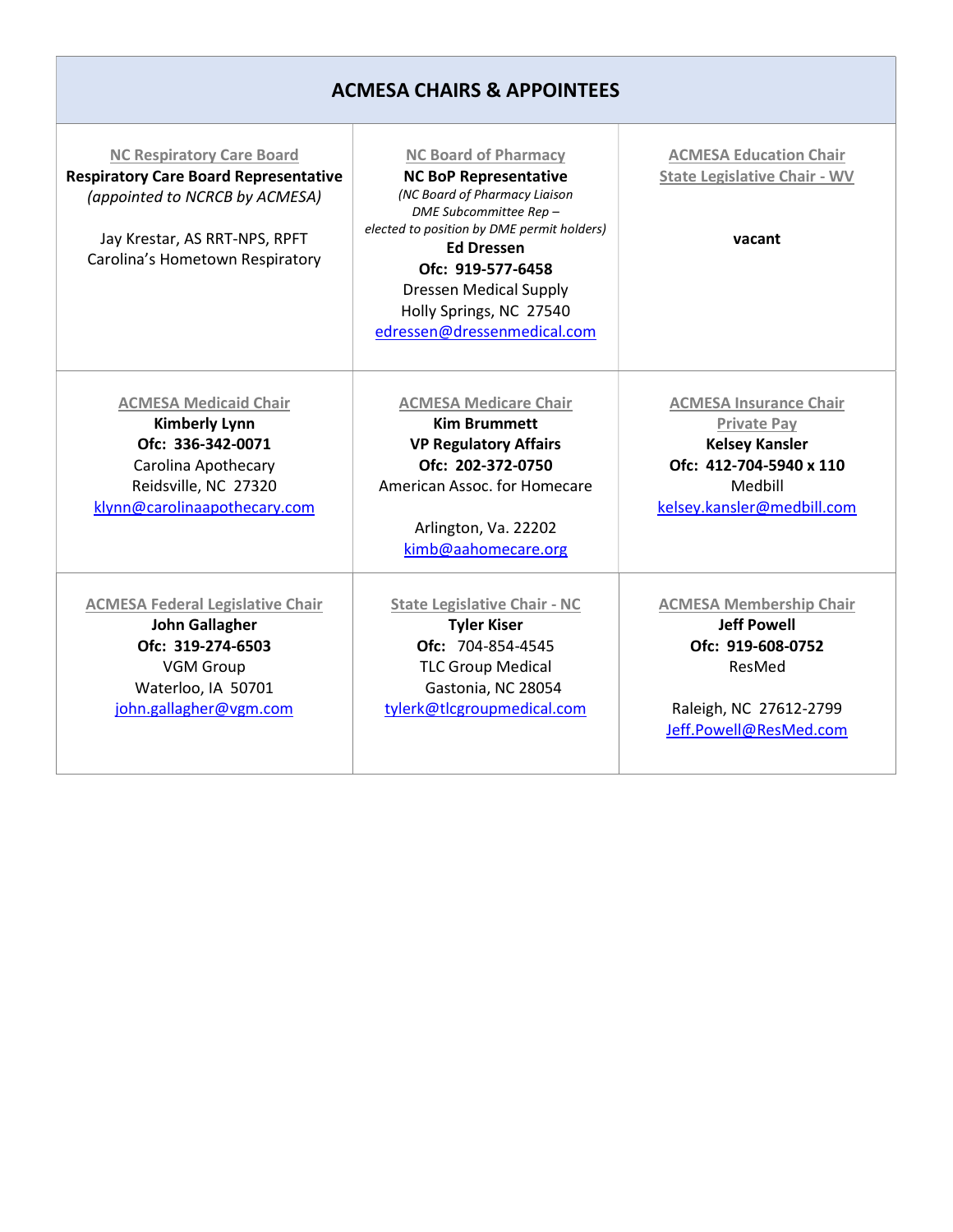## ACMESA CHAIRS & APPOINTEES

| | | |
|---|---|---|
| NC Respiratory Care Board<br>**Respiratory Care Board Representative**<br>*(appointed to NCRCB by ACMESA)*<br><br>Jay Krestar, AS RRT-NPS, RPFT<br>Carolina's Hometown Respiratory | NC Board of Pharmacy<br>**NC BoP Representative**<br>*(NC Board of Pharmacy Liaison DME Subcommittee Rep – elected to position by DME permit holders)*<br>**Ed Dressen**<br>**Ofc: 919-577-6458**<br>Dressen Medical Supply<br>Holly Springs, NC 27540<br>edressen@dressenmedical.com | ACMESA Education Chair<br>State Legislative Chair - WV<br><br>**vacant** |
| ACMESA Medicaid Chair<br>**Kimberly Lynn**<br>**Ofc: 336-342-0071**<br>Carolina Apothecary<br>Reidsville, NC 27320<br>klynn@carolinaapothecary.com | ACMESA Medicare Chair<br>**Kim Brummett**<br>**VP Regulatory Affairs**<br>**Ofc: 202-372-0750**<br>American Assoc. for Homecare<br><br>Arlington, Va. 22202<br>kimb@aahomecare.org | ACMESA Insurance Chair<br>Private Pay<br>**Kelsey Kansler**<br>**Ofc: 412-704-5940 x 110**<br>Medbill<br>kelsey.kansler@medbill.com |
| ACMESA Federal Legislative Chair<br>**John Gallagher**<br>**Ofc: 319-274-6503**<br>VGM Group<br>Waterloo, IA 50701<br>john.gallagher@vgm.com | State Legislative Chair - NC<br>**Tyler Kiser**<br>**Ofc:** 704-854-4545<br>TLC Group Medical<br>Gastonia, NC 28054<br>tylerk@tlcgroupmedical.com | ACMESA Membership Chair<br>**Jeff Powell**<br>**Ofc: 919-608-0752**<br>ResMed<br><br>Raleigh, NC 27612-2799<br>Jeff.Powell@ResMed.com |